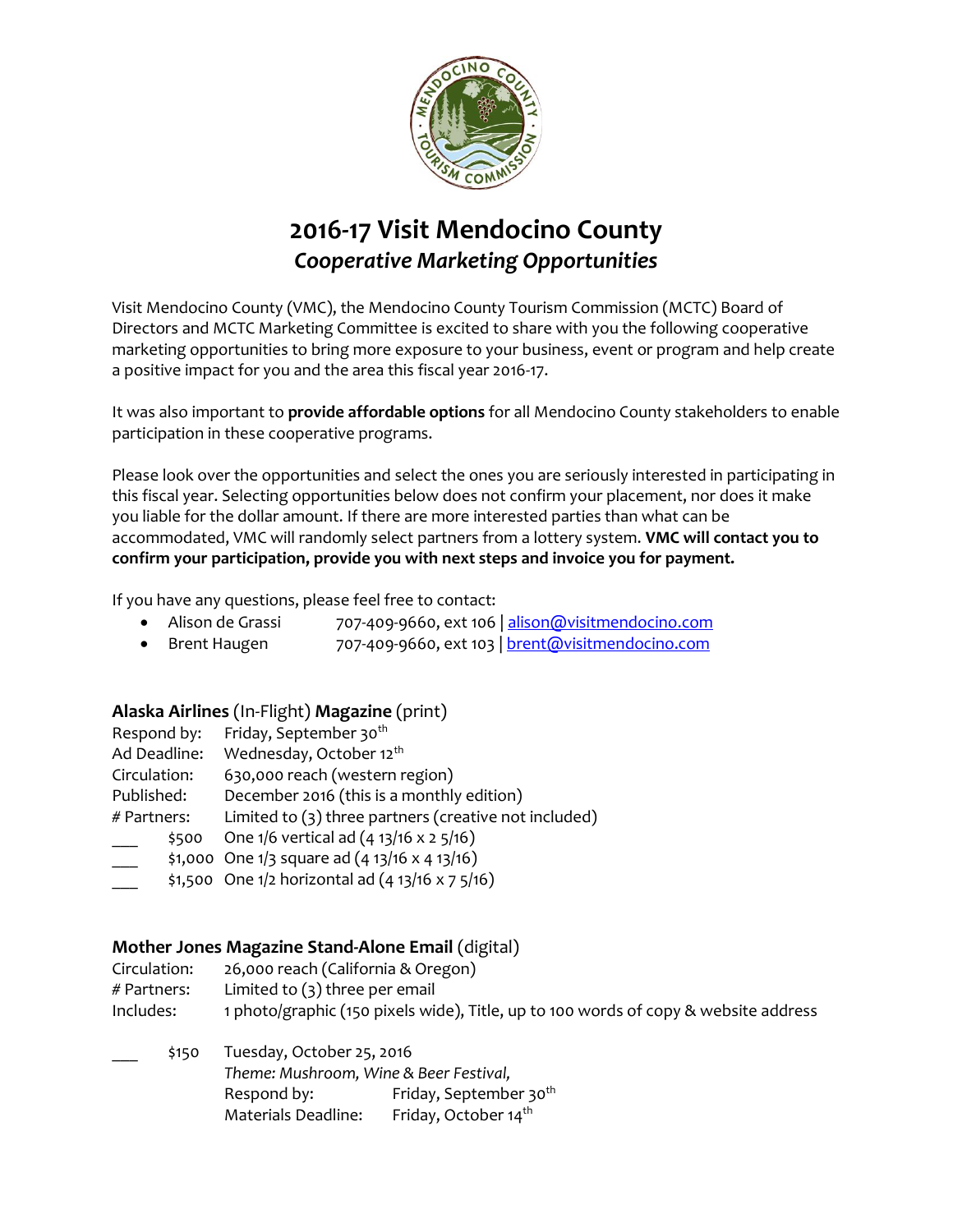# 2016-17 Visit Mendocino County

## *Cooperative Marketing Opportunities*

Visit Mendocino County (VMC), the Mendocino County Tourism Commission (MCTC) Board of Directors and MCTC Marketing Committee is excited to share with you the following cooperative marketing opportunities to bring more exposure to your business, event or program and help create a positive impact for you and the area this fiscal year 2016-17.

It was also important to **provide affordable options** for all Mendocino County stakeholders to enable participation in these cooperative programs.

Please look over the opportunities and select the ones you are seriously interested in participating in this fiscal year. Selecting opportunities below does not confirm your placement, nor does it make you liable for the dollar amount. If there are more interested parties than what can be accommodated, VMC will randomly select partners from a lottery system. **VMC will contact you to confirm your participation, provide you with next steps and invoice you for payment.**

If you have any questions, please feel free to contact:

- Alison de Grassi 707-409-9660, ext 106 | alison@visitmendocino.com
- Brent Haugen 707-409-9660, ext 103 | brent@visitmendocino.com

### **Alaska Airlines** (In-Flight) **Magazine** (print)

Respond by: Friday, September 30th
Ad Deadline: Wednesday, October 12th
Circulation: 630,000 reach (western region)
Published: December 2016 (this is a monthly edition)
# Partners: Limited to (3) three partners (creative not included)

___ $500 One 1/6 vertical ad (4 13/16 x 2 5/16)
___ $1,000 One 1/3 square ad (4 13/16 x 4 13/16)
___ $1,500 One 1/2 horizontal ad (4 13/16 x 7 5/16)

### **Mother Jones Magazine Stand-Alone Email** (digital)

Circulation: 26,000 reach (California & Oregon)
# Partners: Limited to (3) three per email
Includes: 1 photo/graphic (150 pixels wide), Title, up to 100 words of copy & website address

___ $150 Tuesday, October 25, 2016
*Theme: Mushroom, Wine & Beer Festival,*
Respond by: Friday, September 30th
Materials Deadline: Friday, October 14th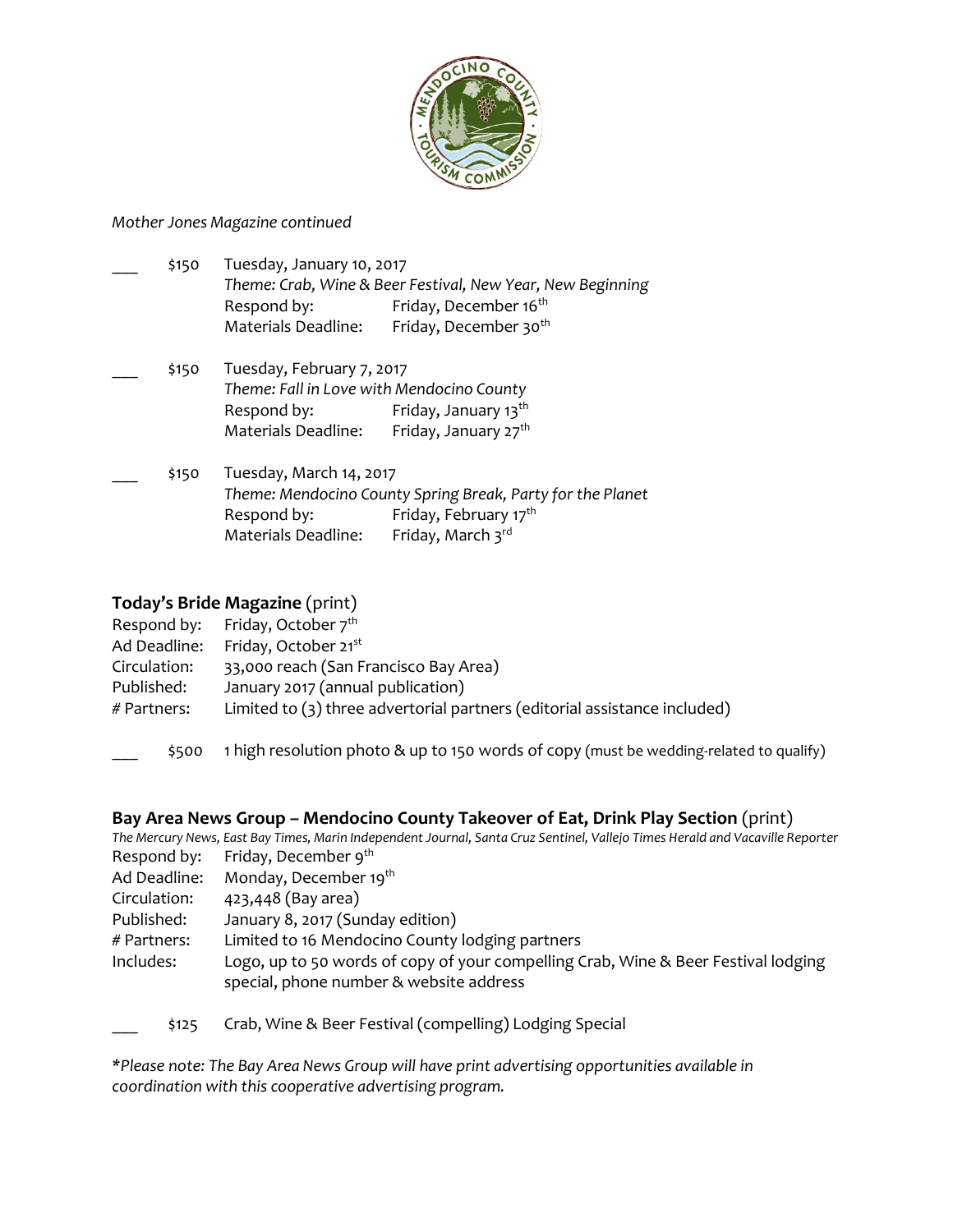*Mother Jones Magazine continued*

___ $150 Tuesday, January 10, 2017
*Theme: Crab, Wine & Beer Festival, New Year, New Beginning*
Respond by: Friday, December 16th
Materials Deadline: Friday, December 30th

___ $150 Tuesday, February 7, 2017
*Theme: Fall in Love with Mendocino County*
Respond by: Friday, January 13th
Materials Deadline: Friday, January 27th

___ $150 Tuesday, March 14, 2017
*Theme: Mendocino County Spring Break, Party for the Planet*
Respond by: Friday, February 17th
Materials Deadline: Friday, March 3rd

## **Today's Bride Magazine** (print)

Respond by: Friday, October 7th
Ad Deadline: Friday, October 21st
Circulation: 33,000 reach (San Francisco Bay Area)
Published: January 2017 (annual publication)
# Partners: Limited to (3) three advertorial partners (editorial assistance included)

___ $500 1 high resolution photo & up to 150 words of copy (must be wedding-related to qualify)

## **Bay Area News Group – Mendocino County Takeover of Eat, Drink Play Section** (print)

*The Mercury News, East Bay Times, Marin Independent Journal, Santa Cruz Sentinel, Vallejo Times Herald and Vacaville Reporter*

Respond by: Friday, December 9th
Ad Deadline: Monday, December 19th
Circulation: 423,448 (Bay area)
Published: January 8, 2017 (Sunday edition)
# Partners: Limited to 16 Mendocino County lodging partners
Includes: Logo, up to 50 words of copy of your compelling Crab, Wine & Beer Festival lodging special, phone number & website address

___ $125 Crab, Wine & Beer Festival (compelling) Lodging Special

*\*Please note: The Bay Area News Group will have print advertising opportunities available in coordination with this cooperative advertising program.*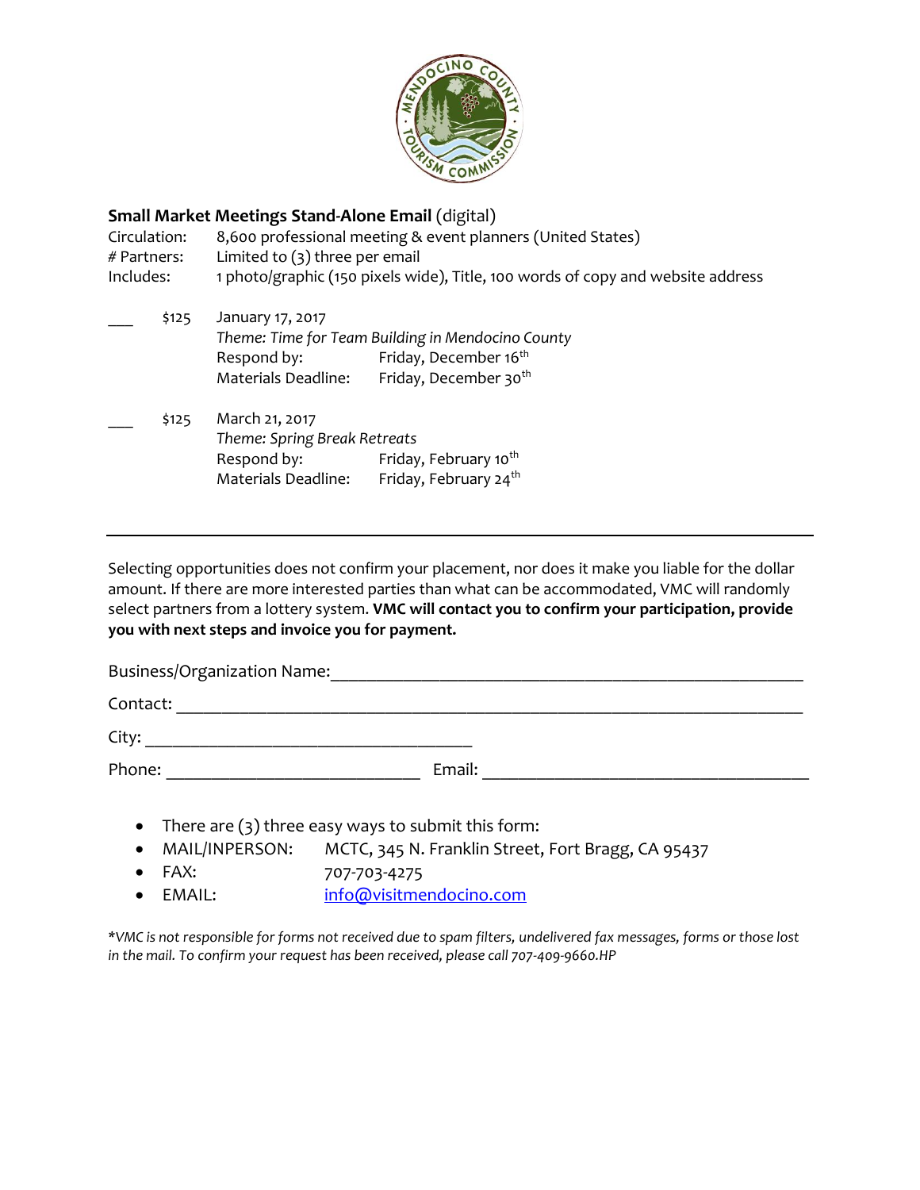**Small Market Meetings Stand-Alone Email** (digital)

Circulation: 8,600 professional meeting & event planners (United States)
# Partners: Limited to (3) three per email
Includes: 1 photo/graphic (150 pixels wide), Title, 100 words of copy and website address

___ $125 January 17, 2017
*Theme: Time for Team Building in Mendocino County*
Respond by: Friday, December 16th
Materials Deadline: Friday, December 30th

___ $125 March 21, 2017
*Theme: Spring Break Retreats*
Respond by: Friday, February 10th
Materials Deadline: Friday, February 24th

---

Selecting opportunities does not confirm your placement, nor does it make you liable for the dollar amount. If there are more interested parties than what can be accommodated, VMC will randomly select partners from a lottery system. **VMC will contact you to confirm your participation, provide you with next steps and invoice you for payment.**

Business/Organization Name:______________________________________________________

Contact: ________________________________________________________________________

City: ___________________________________

Phone: ____________________________ Email: ____________________________________

- There are (3) three easy ways to submit this form:
- MAIL/INPERSON: MCTC, 345 N. Franklin Street, Fort Bragg, CA 95437
- FAX: 707-703-4275
- EMAIL: info@visitmendocino.com

*\*VMC is not responsible for forms not received due to spam filters, undelivered fax messages, forms or those lost in the mail. To confirm your request has been received, please call 707-409-9660.HP*